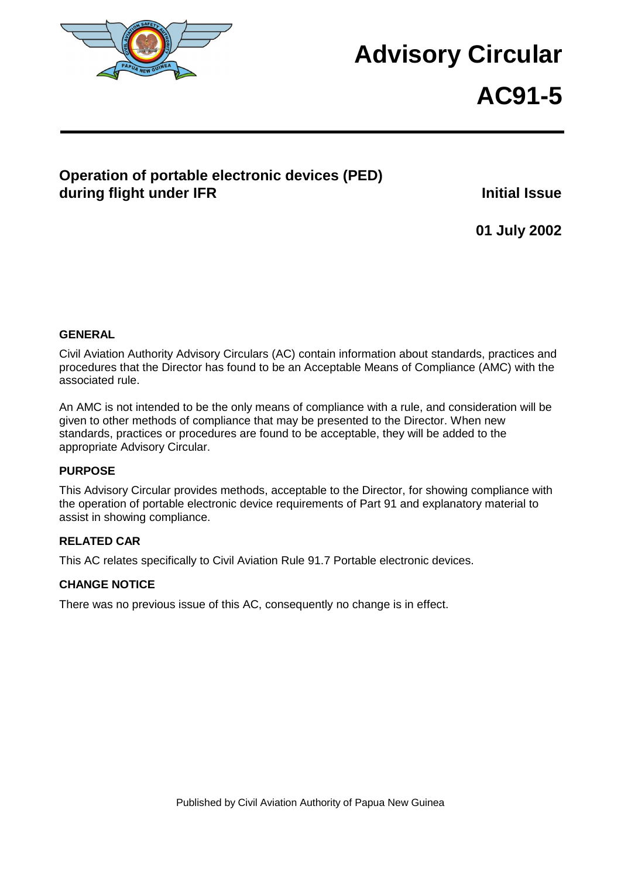# Advisory Circular

# AC91-5

## Operation of portable electronic devices (PED) during flight under IFR

**Initial Issue**

**01 July 2002**

### GENERAL

Civil Aviation Authority Advisory Circulars (AC) contain information about standards, practices and procedures that the Director has found to be an Acceptable Means of Compliance (AMC) with the associated rule.

An AMC is not intended to be the only means of compliance with a rule, and consideration will be given to other methods of compliance that may be presented to the Director. When new standards, practices or procedures are found to be acceptable, they will be added to the appropriate Advisory Circular.

### PURPOSE

This Advisory Circular provides methods, acceptable to the Director, for showing compliance with the operation of portable electronic device requirements of Part 91 and explanatory material to assist in showing compliance.

### RELATED CAR

This AC relates specifically to Civil Aviation Rule 91.7 Portable electronic devices.

### CHANGE NOTICE

There was no previous issue of this AC, consequently no change is in effect.

Published by Civil Aviation Authority of Papua New Guinea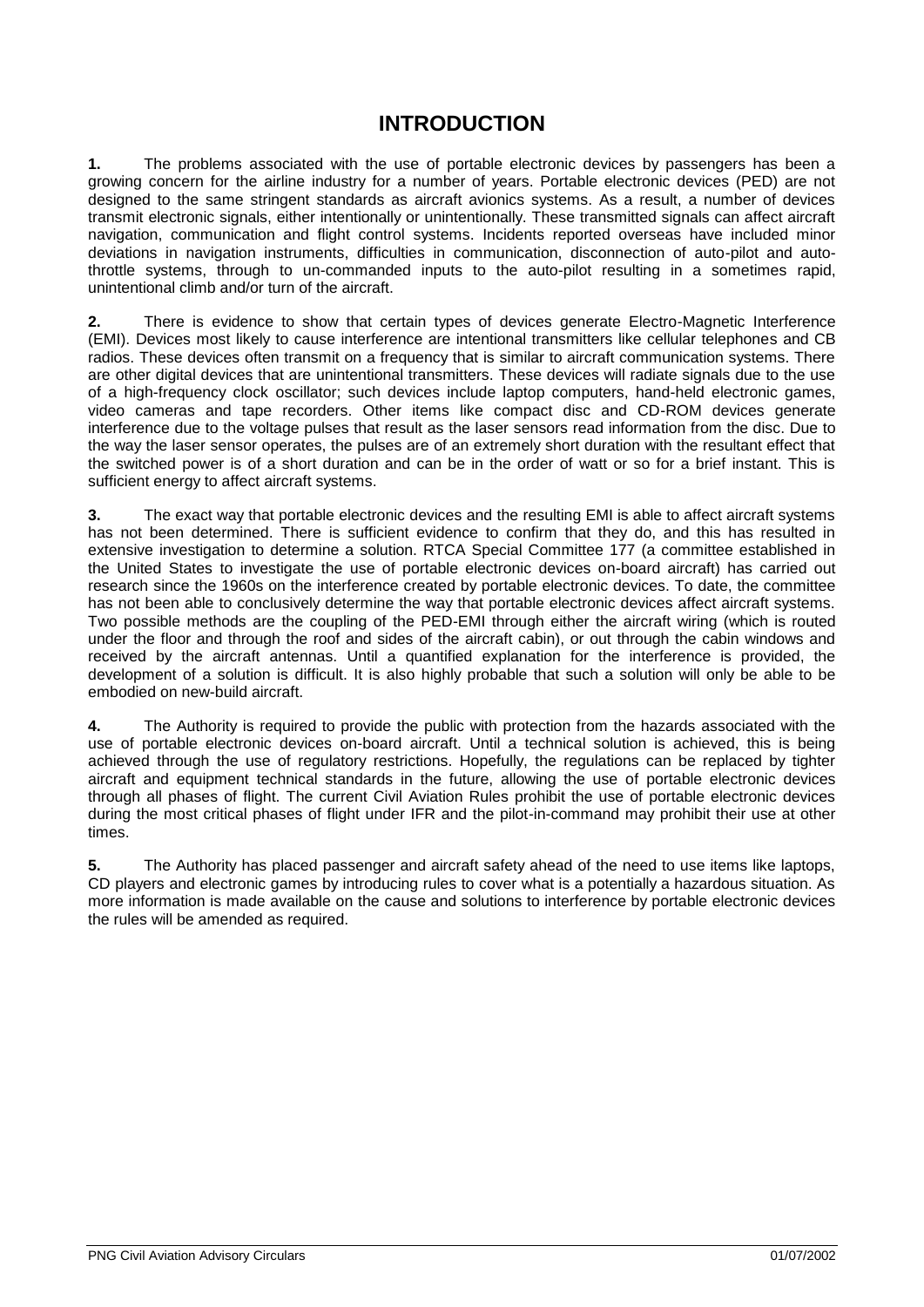# INTRODUCTION

**1.** The problems associated with the use of portable electronic devices by passengers has been a growing concern for the airline industry for a number of years. Portable electronic devices (PED) are not designed to the same stringent standards as aircraft avionics systems. As a result, a number of devices transmit electronic signals, either intentionally or unintentionally. These transmitted signals can affect aircraft navigation, communication and flight control systems. Incidents reported overseas have included minor deviations in navigation instruments, difficulties in communication, disconnection of auto-pilot and auto-throttle systems, through to un-commanded inputs to the auto-pilot resulting in a sometimes rapid, unintentional climb and/or turn of the aircraft.

**2.** There is evidence to show that certain types of devices generate Electro-Magnetic Interference (EMI). Devices most likely to cause interference are intentional transmitters like cellular telephones and CB radios. These devices often transmit on a frequency that is similar to aircraft communication systems. There are other digital devices that are unintentional transmitters. These devices will radiate signals due to the use of a high-frequency clock oscillator; such devices include laptop computers, hand-held electronic games, video cameras and tape recorders. Other items like compact disc and CD-ROM devices generate interference due to the voltage pulses that result as the laser sensors read information from the disc. Due to the way the laser sensor operates, the pulses are of an extremely short duration with the resultant effect that the switched power is of a short duration and can be in the order of watt or so for a brief instant. This is sufficient energy to affect aircraft systems.

**3.** The exact way that portable electronic devices and the resulting EMI is able to affect aircraft systems has not been determined. There is sufficient evidence to confirm that they do, and this has resulted in extensive investigation to determine a solution. RTCA Special Committee 177 (a committee established in the United States to investigate the use of portable electronic devices on-board aircraft) has carried out research since the 1960s on the interference created by portable electronic devices. To date, the committee has not been able to conclusively determine the way that portable electronic devices affect aircraft systems. Two possible methods are the coupling of the PED-EMI through either the aircraft wiring (which is routed under the floor and through the roof and sides of the aircraft cabin), or out through the cabin windows and received by the aircraft antennas. Until a quantified explanation for the interference is provided, the development of a solution is difficult. It is also highly probable that such a solution will only be able to be embodied on new-build aircraft.

**4.** The Authority is required to provide the public with protection from the hazards associated with the use of portable electronic devices on-board aircraft. Until a technical solution is achieved, this is being achieved through the use of regulatory restrictions. Hopefully, the regulations can be replaced by tighter aircraft and equipment technical standards in the future, allowing the use of portable electronic devices through all phases of flight. The current Civil Aviation Rules prohibit the use of portable electronic devices during the most critical phases of flight under IFR and the pilot-in-command may prohibit their use at other times.

**5.** The Authority has placed passenger and aircraft safety ahead of the need to use items like laptops, CD players and electronic games by introducing rules to cover what is a potentially a hazardous situation. As more information is made available on the cause and solutions to interference by portable electronic devices the rules will be amended as required.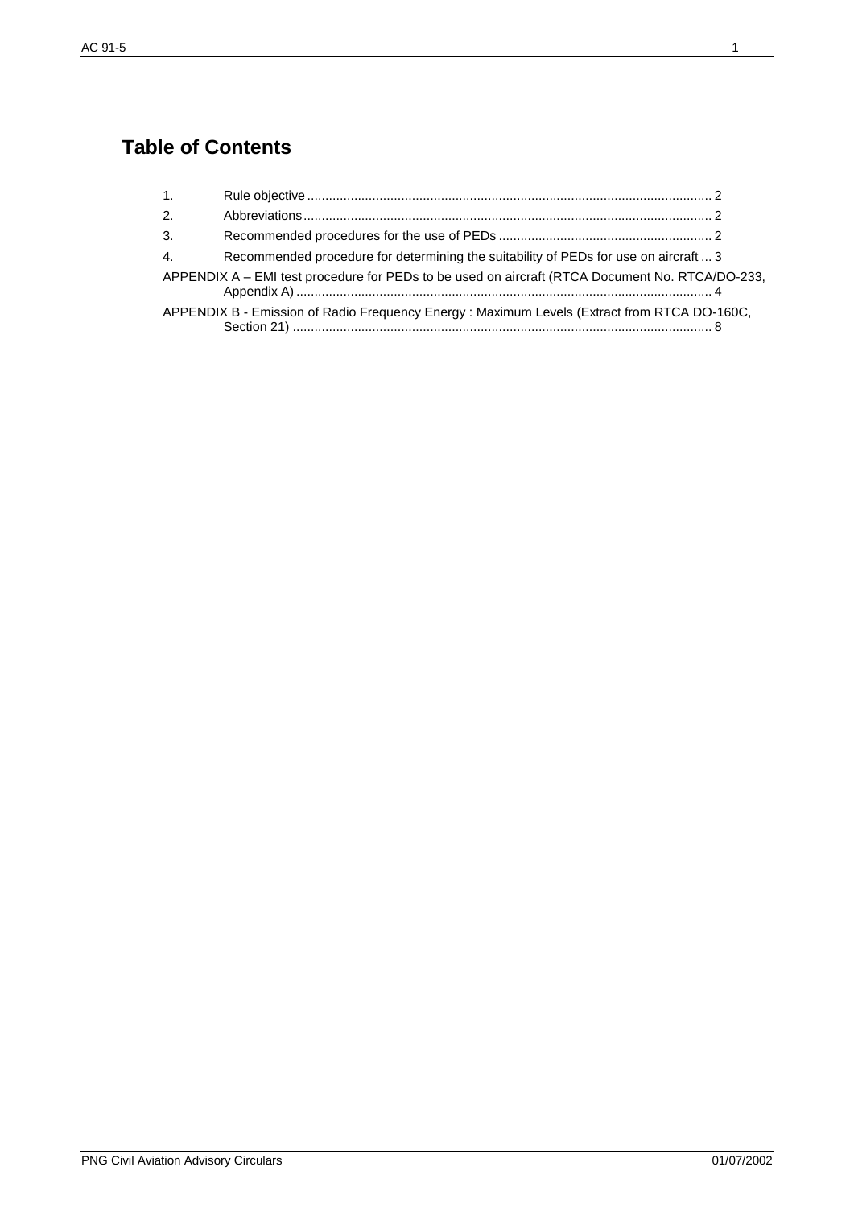# Table of Contents

1. Rule objective ............................................................................................................... 2
2. Abbreviations ................................................................................................................ 2
3. Recommended procedures for the use of PEDs ........................................................... 2
4. Recommended procedure for determining the suitability of PEDs for use on aircraft ... 3

APPENDIX A – EMI test procedure for PEDs to be used on aircraft (RTCA Document No. RTCA/DO-233, Appendix A) ................................................................................................................. 4

APPENDIX B - Emission of Radio Frequency Energy : Maximum Levels (Extract from RTCA DO-160C, Section 21) ................................................................................................................... 8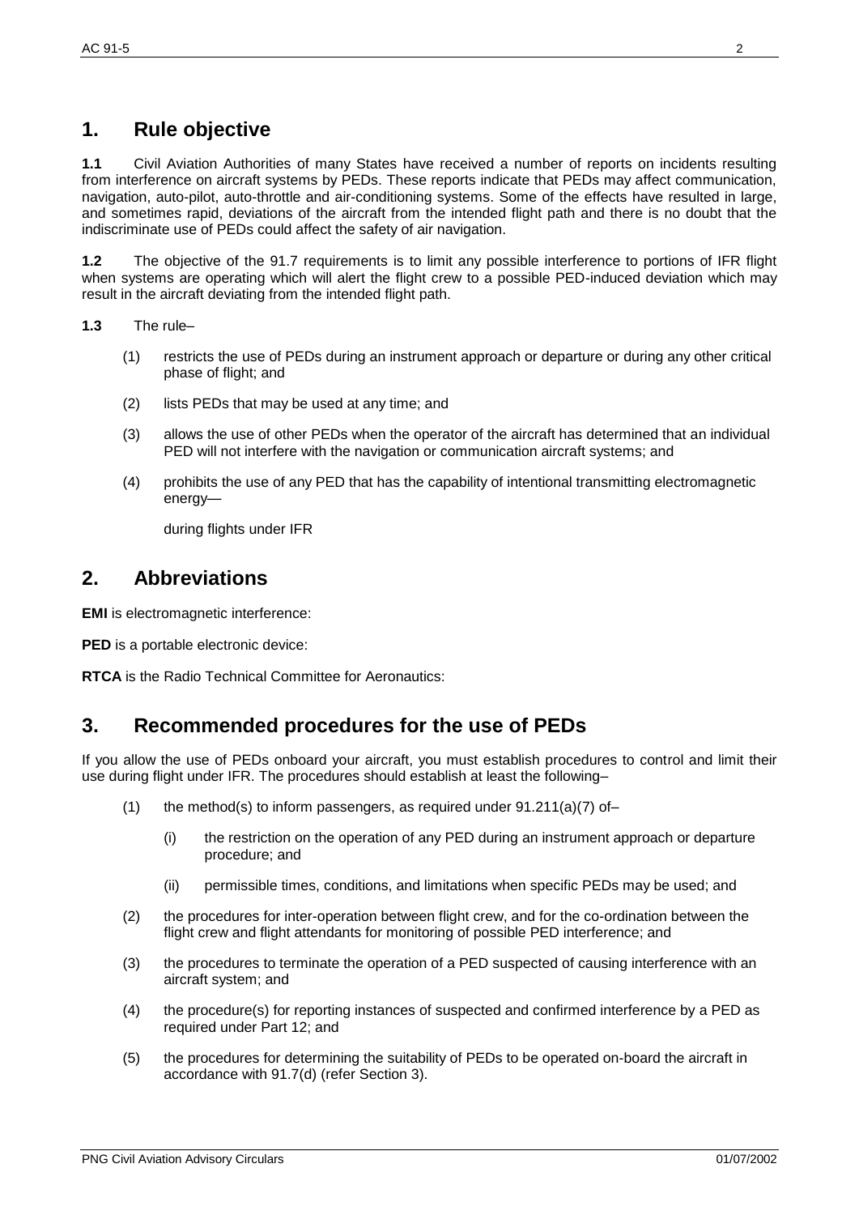## 1. Rule objective

**1.1** Civil Aviation Authorities of many States have received a number of reports on incidents resulting from interference on aircraft systems by PEDs. These reports indicate that PEDs may affect communication, navigation, auto-pilot, auto-throttle and air-conditioning systems. Some of the effects have resulted in large, and sometimes rapid, deviations of the aircraft from the intended flight path and there is no doubt that the indiscriminate use of PEDs could affect the safety of air navigation.

**1.2** The objective of the 91.7 requirements is to limit any possible interference to portions of IFR flight when systems are operating which will alert the flight crew to a possible PED-induced deviation which may result in the aircraft deviating from the intended flight path.

**1.3** The rule–

(1) restricts the use of PEDs during an instrument approach or departure or during any other critical phase of flight; and

(2) lists PEDs that may be used at any time; and

(3) allows the use of other PEDs when the operator of the aircraft has determined that an individual PED will not interfere with the navigation or communication aircraft systems; and

(4) prohibits the use of any PED that has the capability of intentional transmitting electromagnetic energy—

during flights under IFR

## 2. Abbreviations

**EMI** is electromagnetic interference:

**PED** is a portable electronic device:

**RTCA** is the Radio Technical Committee for Aeronautics:

## 3. Recommended procedures for the use of PEDs

If you allow the use of PEDs onboard your aircraft, you must establish procedures to control and limit their use during flight under IFR. The procedures should establish at least the following–

(1) the method(s) to inform passengers, as required under 91.211(a)(7) of–

(i) the restriction on the operation of any PED during an instrument approach or departure procedure; and

(ii) permissible times, conditions, and limitations when specific PEDs may be used; and

(2) the procedures for inter-operation between flight crew, and for the co-ordination between the flight crew and flight attendants for monitoring of possible PED interference; and

(3) the procedures to terminate the operation of a PED suspected of causing interference with an aircraft system; and

(4) the procedure(s) for reporting instances of suspected and confirmed interference by a PED as required under Part 12; and

(5) the procedures for determining the suitability of PEDs to be operated on-board the aircraft in accordance with 91.7(d) (refer Section 3).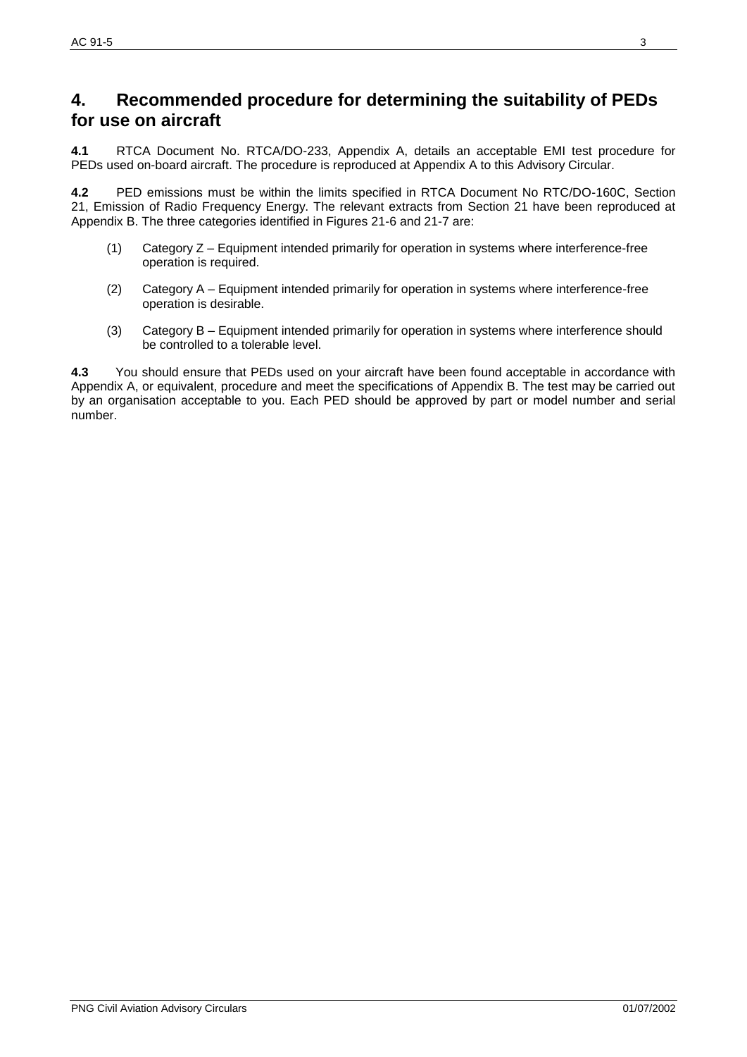## 4. Recommended procedure for determining the suitability of PEDs for use on aircraft

**4.1** RTCA Document No. RTCA/DO-233, Appendix A, details an acceptable EMI test procedure for PEDs used on-board aircraft. The procedure is reproduced at Appendix A to this Advisory Circular.

**4.2** PED emissions must be within the limits specified in RTCA Document No RTC/DO-160C, Section 21, Emission of Radio Frequency Energy. The relevant extracts from Section 21 have been reproduced at Appendix B. The three categories identified in Figures 21-6 and 21-7 are:

(1) Category Z – Equipment intended primarily for operation in systems where interference-free operation is required.

(2) Category A – Equipment intended primarily for operation in systems where interference-free operation is desirable.

(3) Category B – Equipment intended primarily for operation in systems where interference should be controlled to a tolerable level.

**4.3** You should ensure that PEDs used on your aircraft have been found acceptable in accordance with Appendix A, or equivalent, procedure and meet the specifications of Appendix B. The test may be carried out by an organisation acceptable to you. Each PED should be approved by part or model number and serial number.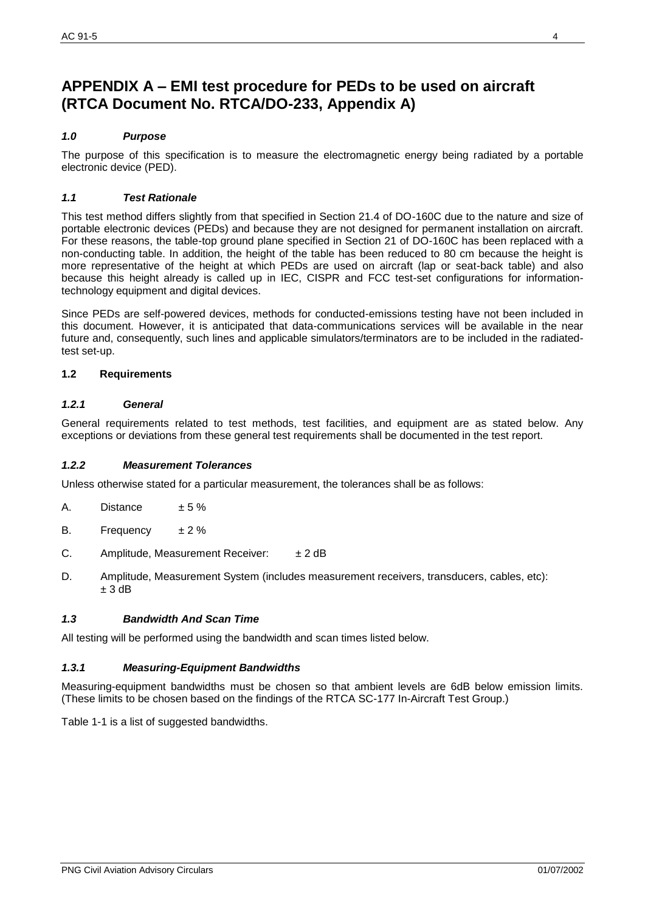# APPENDIX A – EMI test procedure for PEDs to be used on aircraft (RTCA Document No. RTCA/DO-233, Appendix A)

### *1.0 Purpose*

The purpose of this specification is to measure the electromagnetic energy being radiated by a portable electronic device (PED).

### *1.1 Test Rationale*

This test method differs slightly from that specified in Section 21.4 of DO-160C due to the nature and size of portable electronic devices (PEDs) and because they are not designed for permanent installation on aircraft. For these reasons, the table-top ground plane specified in Section 21 of DO-160C has been replaced with a non-conducting table. In addition, the height of the table has been reduced to 80 cm because the height is more representative of the height at which PEDs are used on aircraft (lap or seat-back table) and also because this height already is called up in IEC, CISPR and FCC test-set configurations for information-technology equipment and digital devices.

Since PEDs are self-powered devices, methods for conducted-emissions testing have not been included in this document. However, it is anticipated that data-communications services will be available in the near future and, consequently, such lines and applicable simulators/terminators are to be included in the radiated-test set-up.

### 1.2 Requirements

#### *1.2.1 General*

General requirements related to test methods, test facilities, and equipment are as stated below. Any exceptions or deviations from these general test requirements shall be documented in the test report.

#### *1.2.2 Measurement Tolerances*

Unless otherwise stated for a particular measurement, the tolerances shall be as follows:

A. Distance ± 5 %

B. Frequency ± 2 %

C. Amplitude, Measurement Receiver: ± 2 dB

D. Amplitude, Measurement System (includes measurement receivers, transducers, cables, etc): ± 3 dB

### *1.3 Bandwidth And Scan Time*

All testing will be performed using the bandwidth and scan times listed below.

#### *1.3.1 Measuring-Equipment Bandwidths*

Measuring-equipment bandwidths must be chosen so that ambient levels are 6dB below emission limits. (These limits to be chosen based on the findings of the RTCA SC-177 In-Aircraft Test Group.)

Table 1-1 is a list of suggested bandwidths.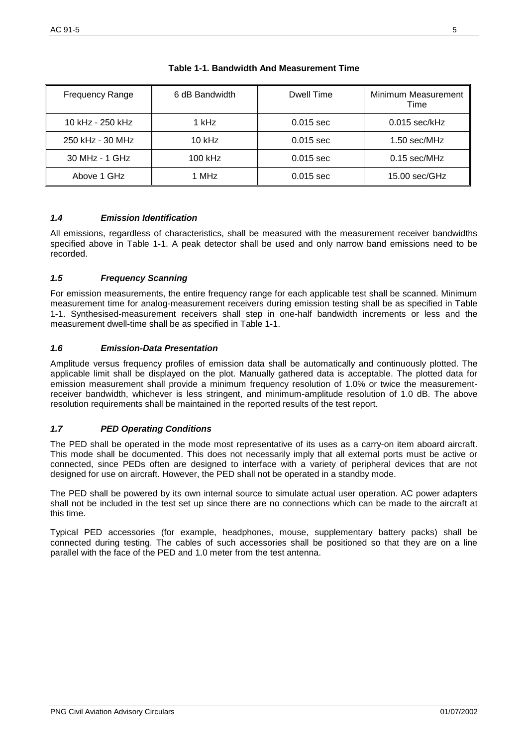**Table 1-1. Bandwidth And Measurement Time**

| Frequency Range | 6 dB Bandwidth | Dwell Time | Minimum Measurement Time |
|---|---|---|---|
| 10 kHz - 250 kHz | 1 kHz | 0.015 sec | 0.015 sec/kHz |
| 250 kHz - 30 MHz | 10 kHz | 0.015 sec | 1.50 sec/MHz |
| 30 MHz - 1 GHz | 100 kHz | 0.015 sec | 0.15 sec/MHz |
| Above 1 GHz | 1 MHz | 0.015 sec | 15.00 sec/GHz |

### *1.4 Emission Identification*

All emissions, regardless of characteristics, shall be measured with the measurement receiver bandwidths specified above in Table 1-1. A peak detector shall be used and only narrow band emissions need to be recorded.

### *1.5 Frequency Scanning*

For emission measurements, the entire frequency range for each applicable test shall be scanned. Minimum measurement time for analog-measurement receivers during emission testing shall be as specified in Table 1-1. Synthesised-measurement receivers shall step in one-half bandwidth increments or less and the measurement dwell-time shall be as specified in Table 1-1.

### *1.6 Emission-Data Presentation*

Amplitude versus frequency profiles of emission data shall be automatically and continuously plotted. The applicable limit shall be displayed on the plot. Manually gathered data is acceptable. The plotted data for emission measurement shall provide a minimum frequency resolution of 1.0% or twice the measurement-receiver bandwidth, whichever is less stringent, and minimum-amplitude resolution of 1.0 dB. The above resolution requirements shall be maintained in the reported results of the test report.

### *1.7 PED Operating Conditions*

The PED shall be operated in the mode most representative of its uses as a carry-on item aboard aircraft. This mode shall be documented. This does not necessarily imply that all external ports must be active or connected, since PEDs often are designed to interface with a variety of peripheral devices that are not designed for use on aircraft. However, the PED shall not be operated in a standby mode.

The PED shall be powered by its own internal source to simulate actual user operation. AC power adapters shall not be included in the test set up since there are no connections which can be made to the aircraft at this time.

Typical PED accessories (for example, headphones, mouse, supplementary battery packs) shall be connected during testing. The cables of such accessories shall be positioned so that they are on a line parallel with the face of the PED and 1.0 meter from the test antenna.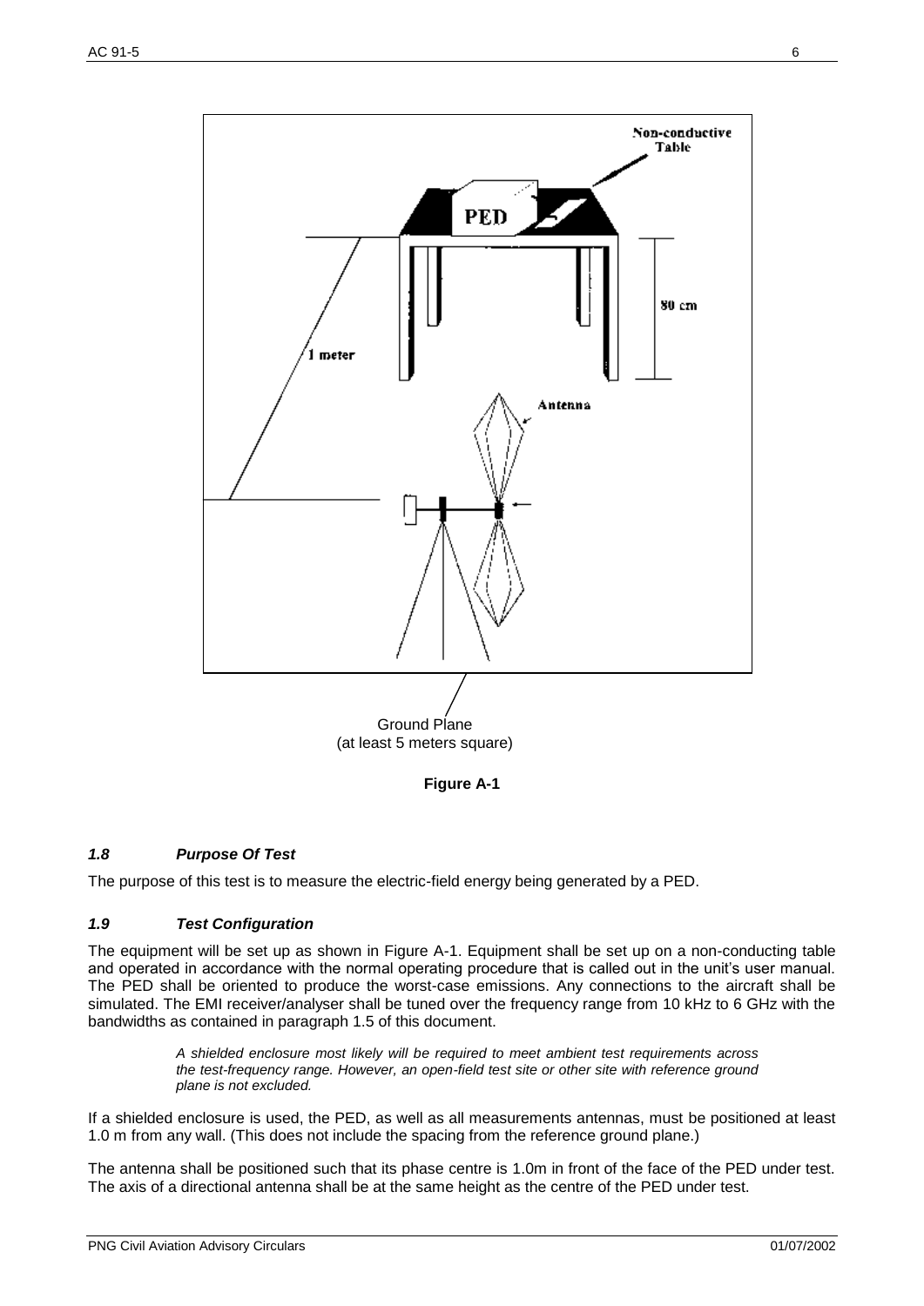Ground Plane
(at least 5 meters square)

**Figure A-1**

### *1.8 Purpose Of Test*

The purpose of this test is to measure the electric-field energy being generated by a PED.

### *1.9 Test Configuration*

The equipment will be set up as shown in Figure A-1. Equipment shall be set up on a non-conducting table and operated in accordance with the normal operating procedure that is called out in the unit's user manual. The PED shall be oriented to produce the worst-case emissions. Any connections to the aircraft shall be simulated. The EMI receiver/analyser shall be tuned over the frequency range from 10 kHz to 6 GHz with the bandwidths as contained in paragraph 1.5 of this document.

> *A shielded enclosure most likely will be required to meet ambient test requirements across the test-frequency range. However, an open-field test site or other site with reference ground plane is not excluded.*

If a shielded enclosure is used, the PED, as well as all measurements antennas, must be positioned at least 1.0 m from any wall. (This does not include the spacing from the reference ground plane.)

The antenna shall be positioned such that its phase centre is 1.0m in front of the face of the PED under test. The axis of a directional antenna shall be at the same height as the centre of the PED under test.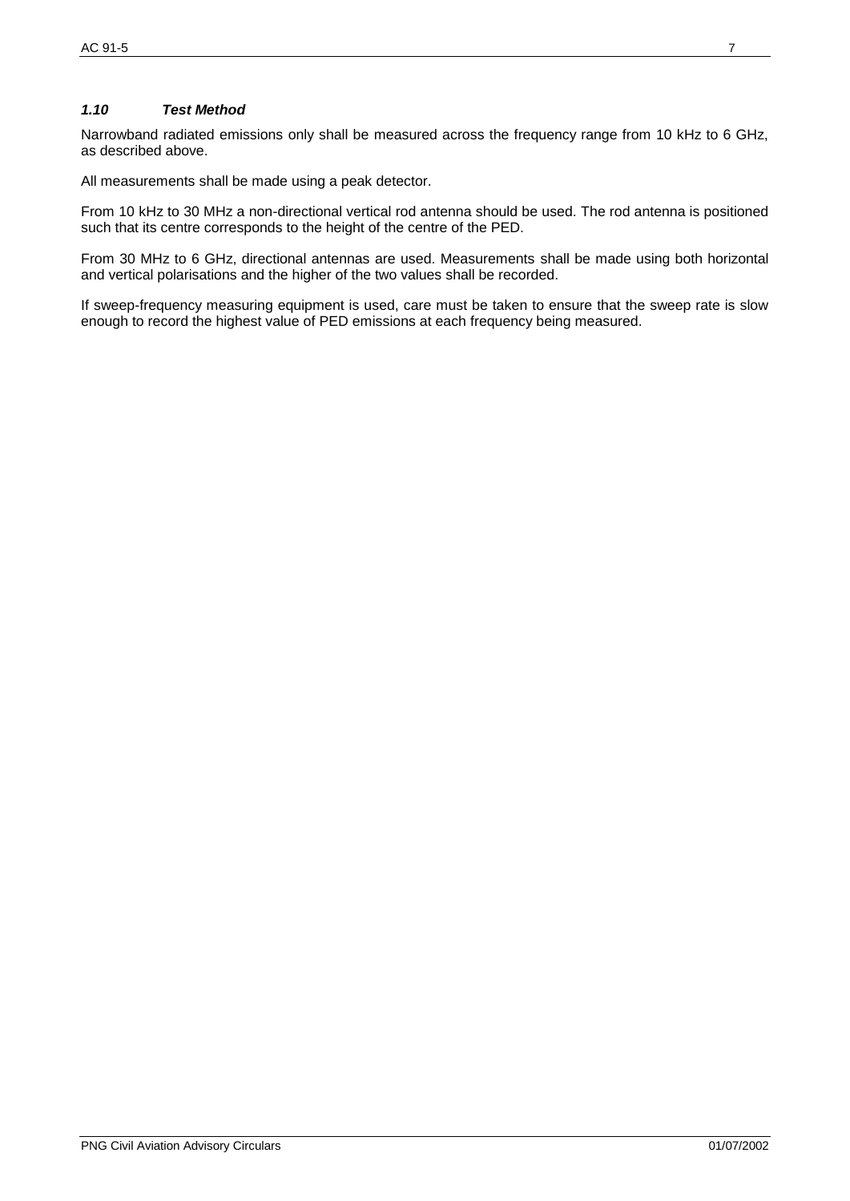### *1.10 Test Method*

Narrowband radiated emissions only shall be measured across the frequency range from 10 kHz to 6 GHz, as described above.

All measurements shall be made using a peak detector.

From 10 kHz to 30 MHz a non-directional vertical rod antenna should be used. The rod antenna is positioned such that its centre corresponds to the height of the centre of the PED.

From 30 MHz to 6 GHz, directional antennas are used. Measurements shall be made using both horizontal and vertical polarisations and the higher of the two values shall be recorded.

If sweep-frequency measuring equipment is used, care must be taken to ensure that the sweep rate is slow enough to record the highest value of PED emissions at each frequency being measured.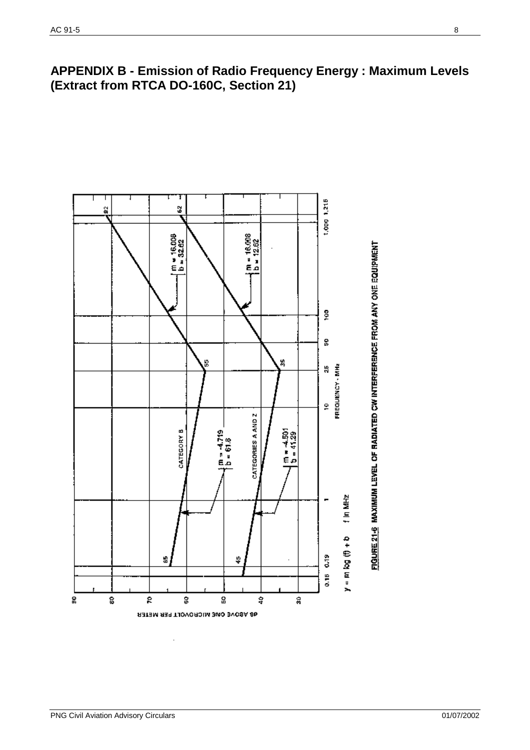# APPENDIX B - Emission of Radio Frequency Energy : Maximum Levels (Extract from RTCA DO-160C, Section 21)

dB ABOVE ONE MICROVOLT PER METER

FREQUENCY - MHz

CATEGORY B

CATEGORIES A AND Z

$m = -4.719$, $b = 61.6$

$m = -4.501$, $b = 41.29$

$m = 16.008$, $b = 32.62$

$m = 16.008$, $b = 12.62$

$y = m \log(f) + b$ f in MHz

FIGURE 21-6 MAXIMUM LEVEL OF RADIATED CW INTERFERENCE FROM ANY ONE EQUIPMENT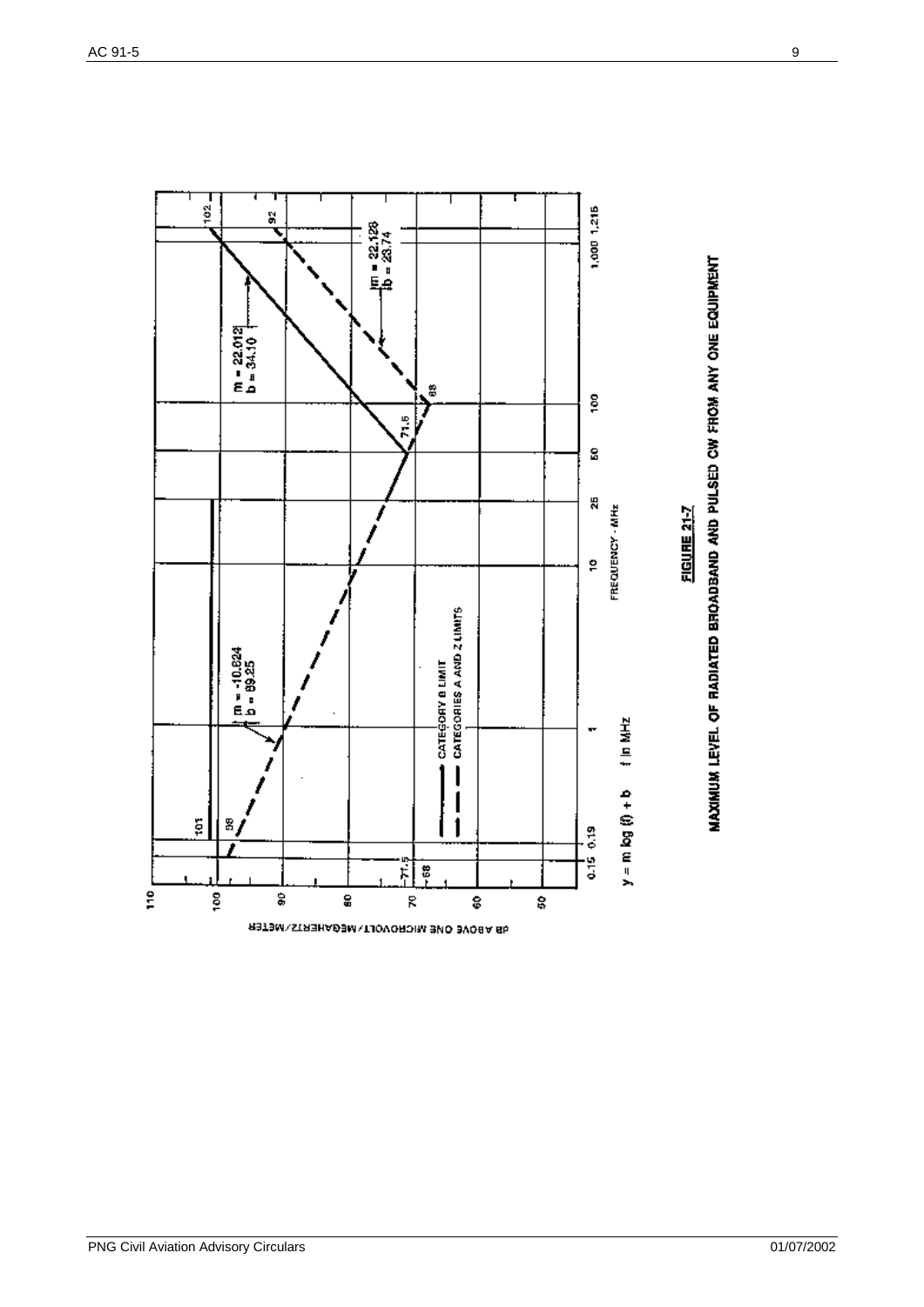110

100

90

80

70

60

50

dB ABOVE ONE MICROVOLT/MEGAHERTZ/METER

0.15 0.19 1 10 25 50 100 1,000 1,215

FREQUENCY - MHz

$y = m \log (f) + b$ f in MHz

101

98

71.5

68

102

92

88

71.5

m = -10.624
b = 89.25

m = 22.012
b = 34.10

m = 22.128
b = 23.74

CATEGORY B LIMIT

CATEGORIES A AND Z LIMITS

FIGURE 21-7

MAXIMUM LEVEL OF RADIATED BROADBAND AND PULSED CW FROM ANY ONE EQUIPMENT